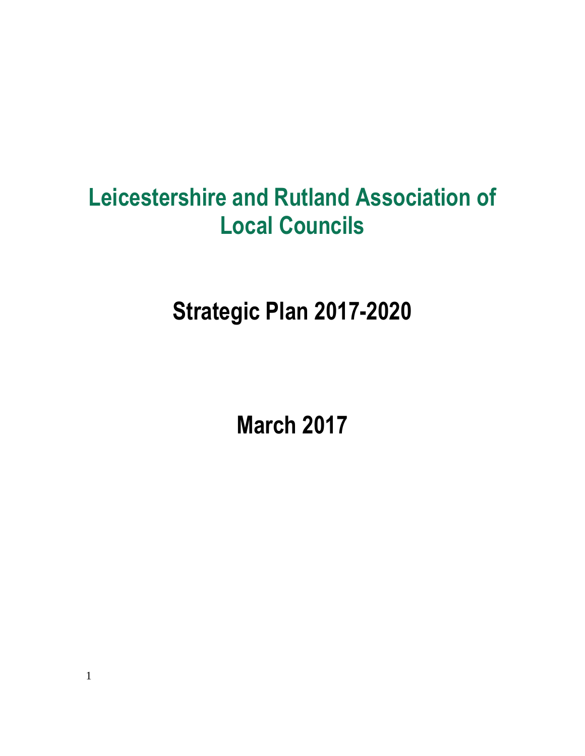# Leicestershire and Rutland Association of Local Councils

## Strategic Plan 2017-2020

## March 2017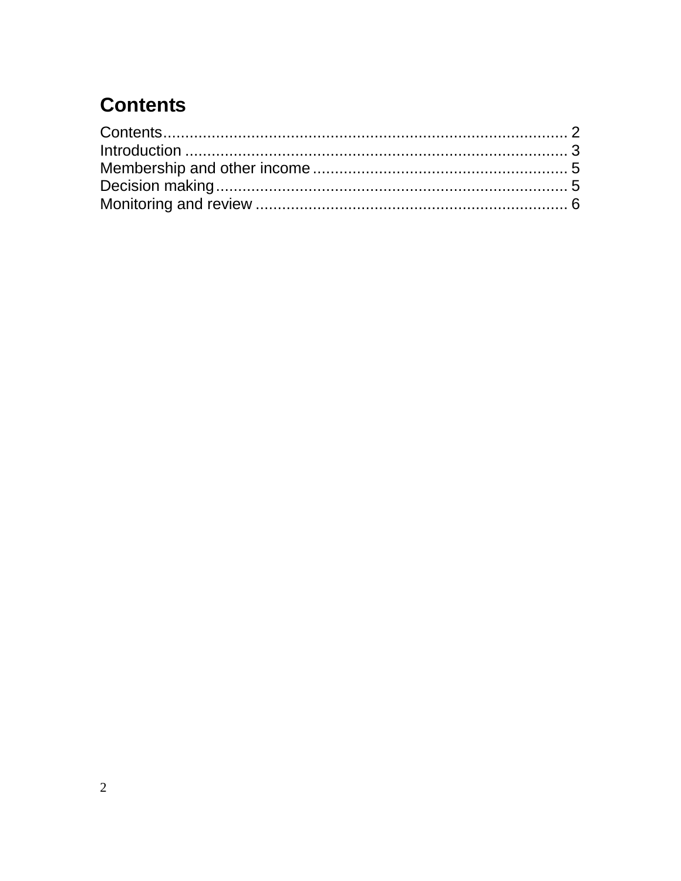# Contents

Contents........................................................................................ 2
Introduction ................................................................................... 3
Membership and other income ......................................................... 5
Decision making............................................................................. 5
Monitoring and review ..................................................................... 6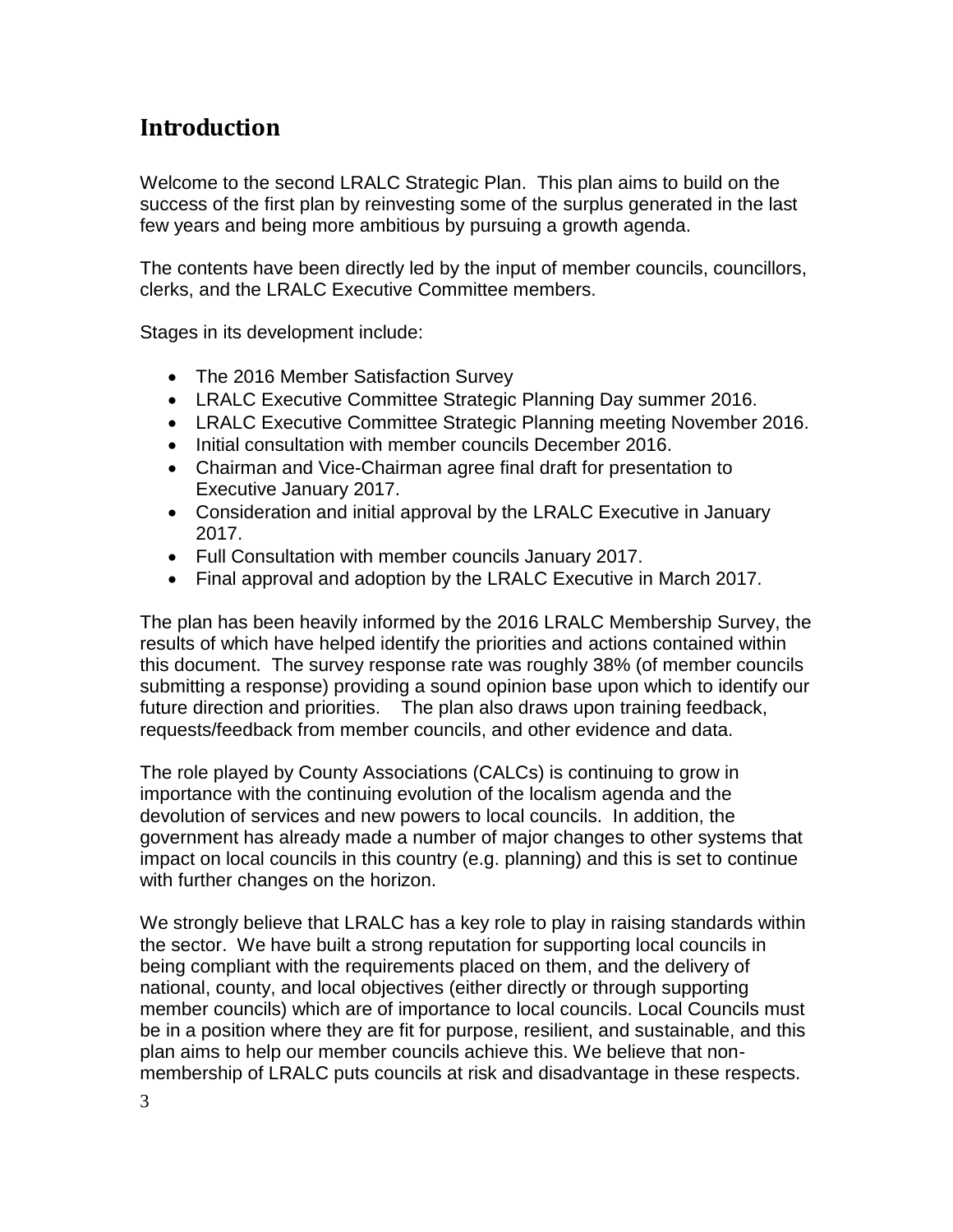## Introduction

Welcome to the second LRALC Strategic Plan. This plan aims to build on the success of the first plan by reinvesting some of the surplus generated in the last few years and being more ambitious by pursuing a growth agenda.

The contents have been directly led by the input of member councils, councillors, clerks, and the LRALC Executive Committee members.

Stages in its development include:

- The 2016 Member Satisfaction Survey
- LRALC Executive Committee Strategic Planning Day summer 2016.
- LRALC Executive Committee Strategic Planning meeting November 2016.
- Initial consultation with member councils December 2016.
- Chairman and Vice-Chairman agree final draft for presentation to Executive January 2017.
- Consideration and initial approval by the LRALC Executive in January 2017.
- Full Consultation with member councils January 2017.
- Final approval and adoption by the LRALC Executive in March 2017.

The plan has been heavily informed by the 2016 LRALC Membership Survey, the results of which have helped identify the priorities and actions contained within this document. The survey response rate was roughly 38% (of member councils submitting a response) providing a sound opinion base upon which to identify our future direction and priorities. The plan also draws upon training feedback, requests/feedback from member councils, and other evidence and data.

The role played by County Associations (CALCs) is continuing to grow in importance with the continuing evolution of the localism agenda and the devolution of services and new powers to local councils. In addition, the government has already made a number of major changes to other systems that impact on local councils in this country (e.g. planning) and this is set to continue with further changes on the horizon.

We strongly believe that LRALC has a key role to play in raising standards within the sector. We have built a strong reputation for supporting local councils in being compliant with the requirements placed on them, and the delivery of national, county, and local objectives (either directly or through supporting member councils) which are of importance to local councils. Local Councils must be in a position where they are fit for purpose, resilient, and sustainable, and this plan aims to help our member councils achieve this. We believe that non-membership of LRALC puts councils at risk and disadvantage in these respects.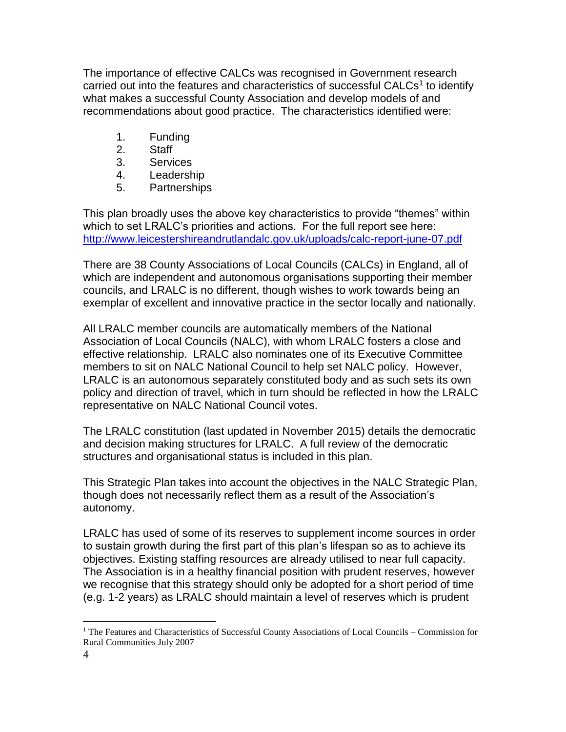The importance of effective CALCs was recognised in Government research carried out into the features and characteristics of successful CALCs[1] to identify what makes a successful County Association and develop models of and recommendations about good practice. The characteristics identified were:

1. Funding
2. Staff
3. Services
4. Leadership
5. Partnerships

This plan broadly uses the above key characteristics to provide "themes" within which to set LRALC's priorities and actions. For the full report see here: [http://www.leicestershireandrutlandalc.gov.uk/uploads/calc-report-june-07.pdf](http://www.leicestershireandrutlandalc.gov.uk/uploads/calc-report-june-07.pdf)

There are 38 County Associations of Local Councils (CALCs) in England, all of which are independent and autonomous organisations supporting their member councils, and LRALC is no different, though wishes to work towards being an exemplar of excellent and innovative practice in the sector locally and nationally.

All LRALC member councils are automatically members of the National Association of Local Councils (NALC), with whom LRALC fosters a close and effective relationship. LRALC also nominates one of its Executive Committee members to sit on NALC National Council to help set NALC policy. However, LRALC is an autonomous separately constituted body and as such sets its own policy and direction of travel, which in turn should be reflected in how the LRALC representative on NALC National Council votes.

The LRALC constitution (last updated in November 2015) details the democratic and decision making structures for LRALC. A full review of the democratic structures and organisational status is included in this plan.

This Strategic Plan takes into account the objectives in the NALC Strategic Plan, though does not necessarily reflect them as a result of the Association's autonomy.

LRALC has used of some of its reserves to supplement income sources in order to sustain growth during the first part of this plan's lifespan so as to achieve its objectives. Existing staffing resources are already utilised to near full capacity. The Association is in a healthy financial position with prudent reserves, however we recognise that this strategy should only be adopted for a short period of time (e.g. 1-2 years) as LRALC should maintain a level of reserves which is prudent

[1] The Features and Characteristics of Successful County Associations of Local Councils – Commission for Rural Communities July 2007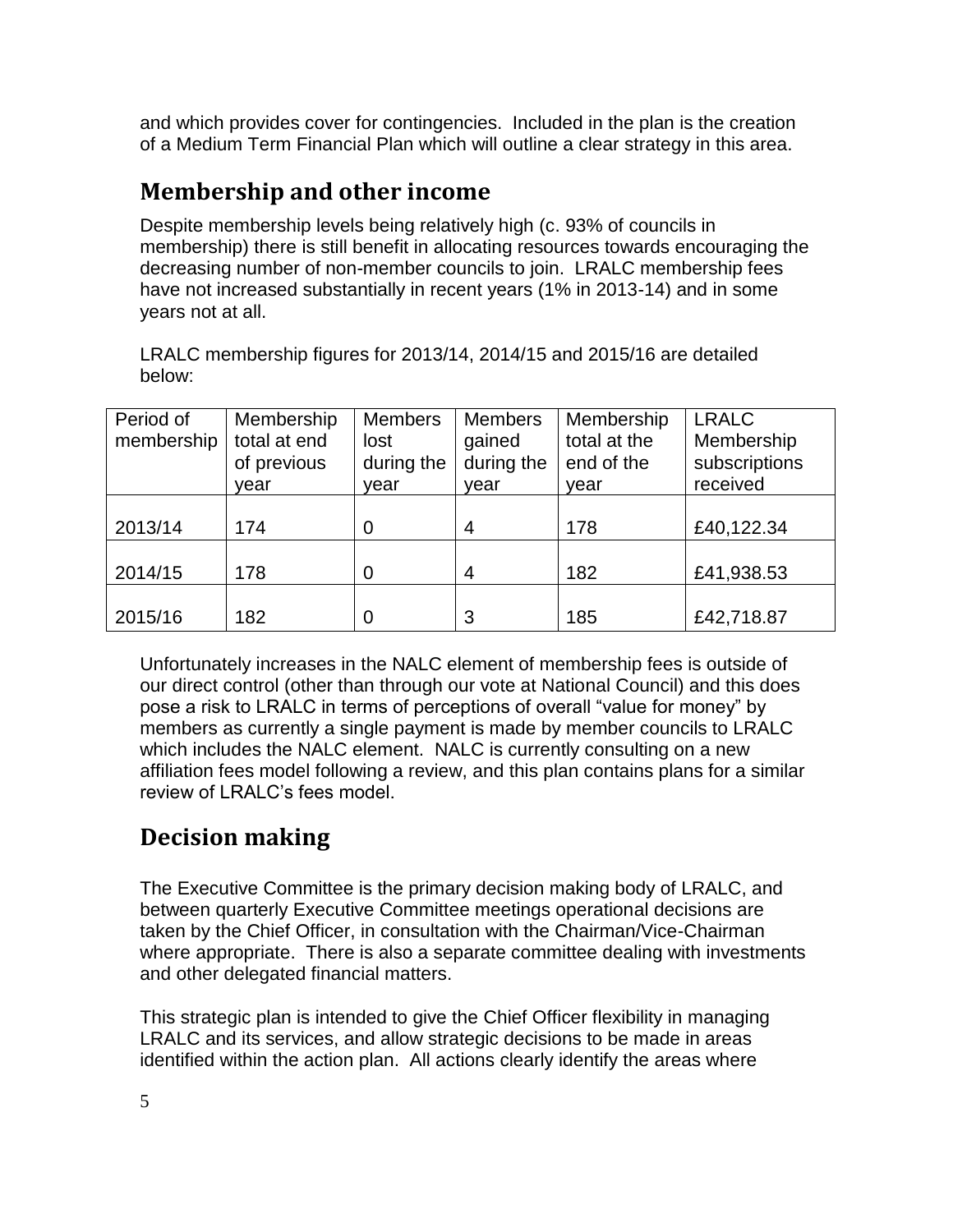and which provides cover for contingencies. Included in the plan is the creation of a Medium Term Financial Plan which will outline a clear strategy in this area.

## Membership and other income

Despite membership levels being relatively high (c. 93% of councils in membership) there is still benefit in allocating resources towards encouraging the decreasing number of non-member councils to join. LRALC membership fees have not increased substantially in recent years (1% in 2013-14) and in some years not at all.

LRALC membership figures for 2013/14, 2014/15 and 2015/16 are detailed below:

| Period of membership | Membership total at end of previous year | Members lost during the year | Members gained during the year | Membership total at the end of the year | LRALC Membership subscriptions received |
|---|---|---|---|---|---|
| 2013/14 | 174 | 0 | 4 | 178 | £40,122.34 |
| 2014/15 | 178 | 0 | 4 | 182 | £41,938.53 |
| 2015/16 | 182 | 0 | 3 | 185 | £42,718.87 |

Unfortunately increases in the NALC element of membership fees is outside of our direct control (other than through our vote at National Council) and this does pose a risk to LRALC in terms of perceptions of overall "value for money" by members as currently a single payment is made by member councils to LRALC which includes the NALC element. NALC is currently consulting on a new affiliation fees model following a review, and this plan contains plans for a similar review of LRALC's fees model.

## Decision making

The Executive Committee is the primary decision making body of LRALC, and between quarterly Executive Committee meetings operational decisions are taken by the Chief Officer, in consultation with the Chairman/Vice-Chairman where appropriate. There is also a separate committee dealing with investments and other delegated financial matters.

This strategic plan is intended to give the Chief Officer flexibility in managing LRALC and its services, and allow strategic decisions to be made in areas identified within the action plan. All actions clearly identify the areas where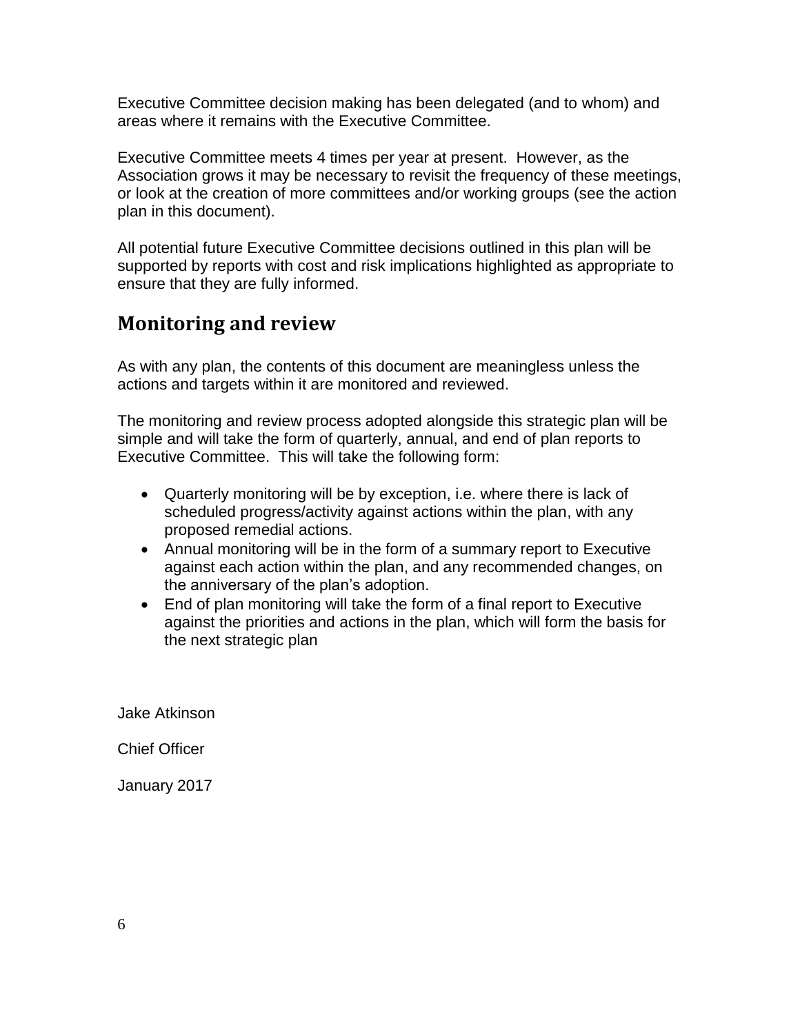Executive Committee decision making has been delegated (and to whom) and areas where it remains with the Executive Committee.

Executive Committee meets 4 times per year at present. However, as the Association grows it may be necessary to revisit the frequency of these meetings, or look at the creation of more committees and/or working groups (see the action plan in this document).

All potential future Executive Committee decisions outlined in this plan will be supported by reports with cost and risk implications highlighted as appropriate to ensure that they are fully informed.

## Monitoring and review

As with any plan, the contents of this document are meaningless unless the actions and targets within it are monitored and reviewed.

The monitoring and review process adopted alongside this strategic plan will be simple and will take the form of quarterly, annual, and end of plan reports to Executive Committee. This will take the following form:

- Quarterly monitoring will be by exception, i.e. where there is lack of scheduled progress/activity against actions within the plan, with any proposed remedial actions.
- Annual monitoring will be in the form of a summary report to Executive against each action within the plan, and any recommended changes, on the anniversary of the plan's adoption.
- End of plan monitoring will take the form of a final report to Executive against the priorities and actions in the plan, which will form the basis for the next strategic plan

Jake Atkinson

Chief Officer

January 2017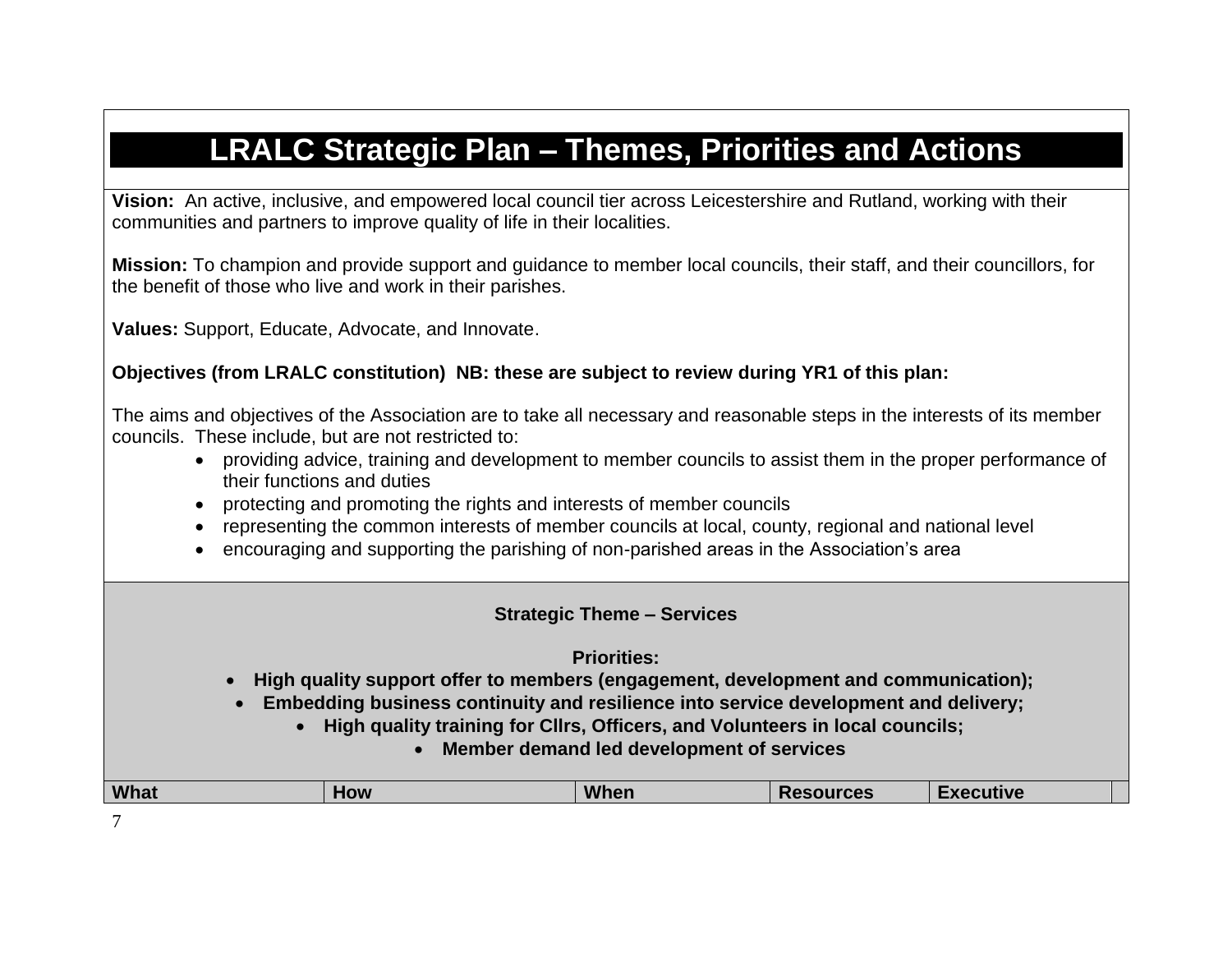# LRALC Strategic Plan – Themes, Priorities and Actions

**Vision:** An active, inclusive, and empowered local council tier across Leicestershire and Rutland, working with their communities and partners to improve quality of life in their localities.

**Mission:** To champion and provide support and guidance to member local councils, their staff, and their councillors, for the benefit of those who live and work in their parishes.

**Values:** Support, Educate, Advocate, and Innovate.

**Objectives (from LRALC constitution) NB: these are subject to review during YR1 of this plan:**

The aims and objectives of the Association are to take all necessary and reasonable steps in the interests of its member councils. These include, but are not restricted to:

- providing advice, training and development to member councils to assist them in the proper performance of their functions and duties
- protecting and promoting the rights and interests of member councils
- representing the common interests of member councils at local, county, regional and national level
- encouraging and supporting the parishing of non-parished areas in the Association's area

**Strategic Theme – Services**

**Priorities:**

- **High quality support offer to members (engagement, development and communication);**
- **Embedding business continuity and resilience into service development and delivery;**
- **High quality training for Cllrs, Officers, and Volunteers in local councils;**
- **Member demand led development of services**

| What | How | When | Resources | Executive | |
|---|---|---|---|---|---|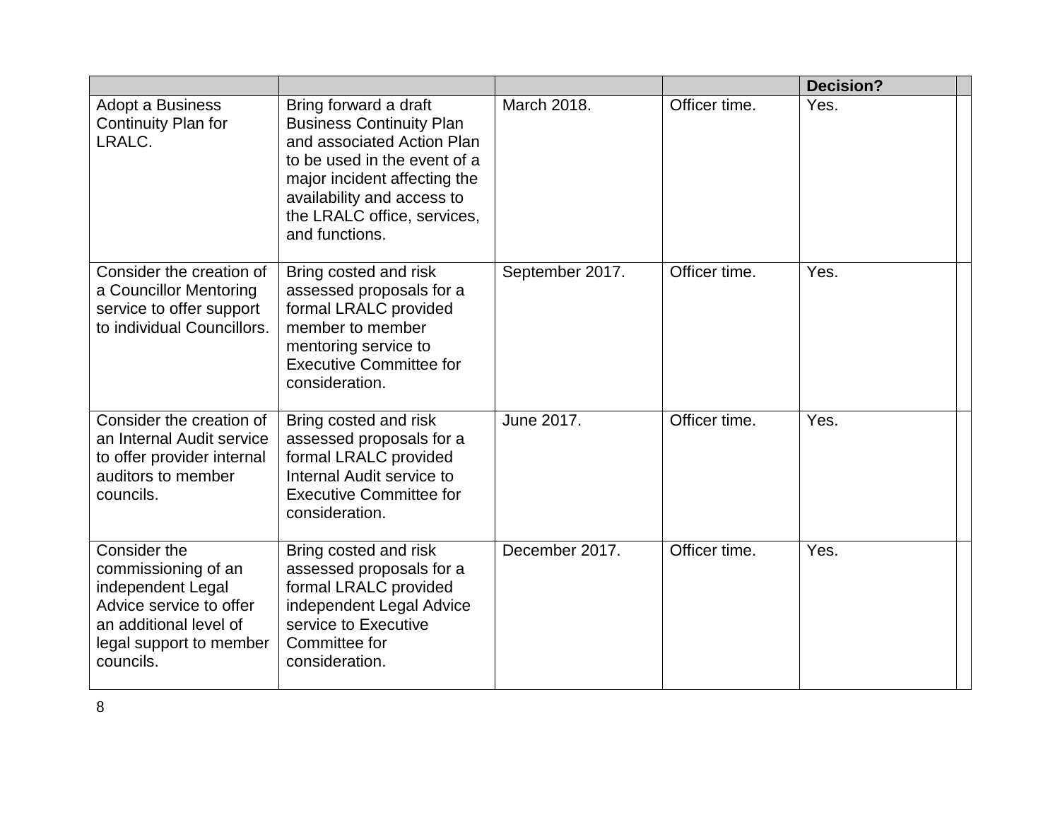| | | | | Decision? | |
|---|---|---|---|---|---|
| Adopt a Business Continuity Plan for LRALC. | Bring forward a draft Business Continuity Plan and associated Action Plan to be used in the event of a major incident affecting the availability and access to the LRALC office, services, and functions. | March 2018. | Officer time. | Yes. | |
| Consider the creation of a Councillor Mentoring service to offer support to individual Councillors. | Bring costed and risk assessed proposals for a formal LRALC provided member to member mentoring service to Executive Committee for consideration. | September 2017. | Officer time. | Yes. | |
| Consider the creation of an Internal Audit service to offer provider internal auditors to member councils. | Bring costed and risk assessed proposals for a formal LRALC provided Internal Audit service to Executive Committee for consideration. | June 2017. | Officer time. | Yes. | |
| Consider the commissioning of an independent Legal Advice service to offer an additional level of legal support to member councils. | Bring costed and risk assessed proposals for a formal LRALC provided independent Legal Advice service to Executive Committee for consideration. | December 2017. | Officer time. | Yes. | |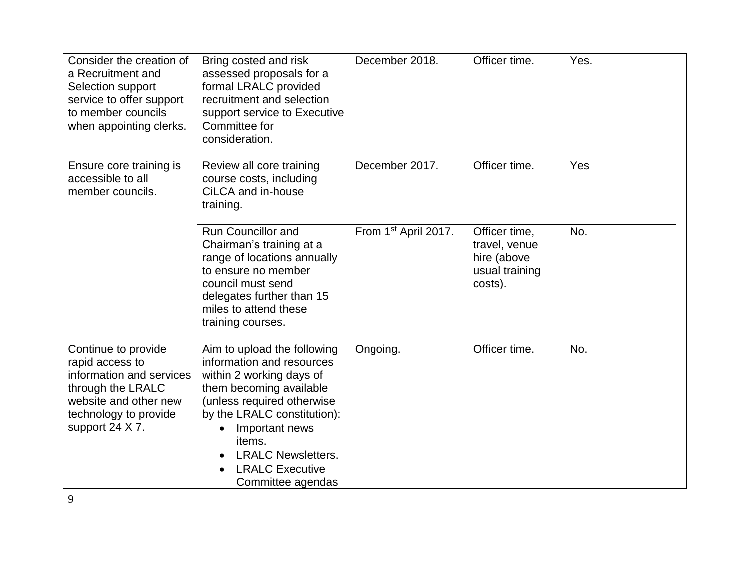| | | | | | |
|---|---|---|---|---|---|
| Consider the creation of a Recruitment and Selection support service to offer support to member councils when appointing clerks. | Bring costed and risk assessed proposals for a formal LRALC provided recruitment and selection support service to Executive Committee for consideration. | December 2018. | Officer time. | Yes. | |
| Ensure core training is accessible to all member councils. | Review all core training course costs, including CiLCA and in-house training. | December 2017. | Officer time. | Yes | |
| | Run Councillor and Chairman's training at a range of locations annually to ensure no member council must send delegates further than 15 miles to attend these training courses. | From 1st April 2017. | Officer time, travel, venue hire (above usual training costs). | No. | |
| Continue to provide rapid access to information and services through the LRALC website and other new technology to provide support 24 X 7. | Aim to upload the following information and resources within 2 working days of them becoming available (unless required otherwise by the LRALC constitution): <br>• Important news items. <br>• LRALC Newsletters. <br>• LRALC Executive Committee agendas | Ongoing. | Officer time. | No. | |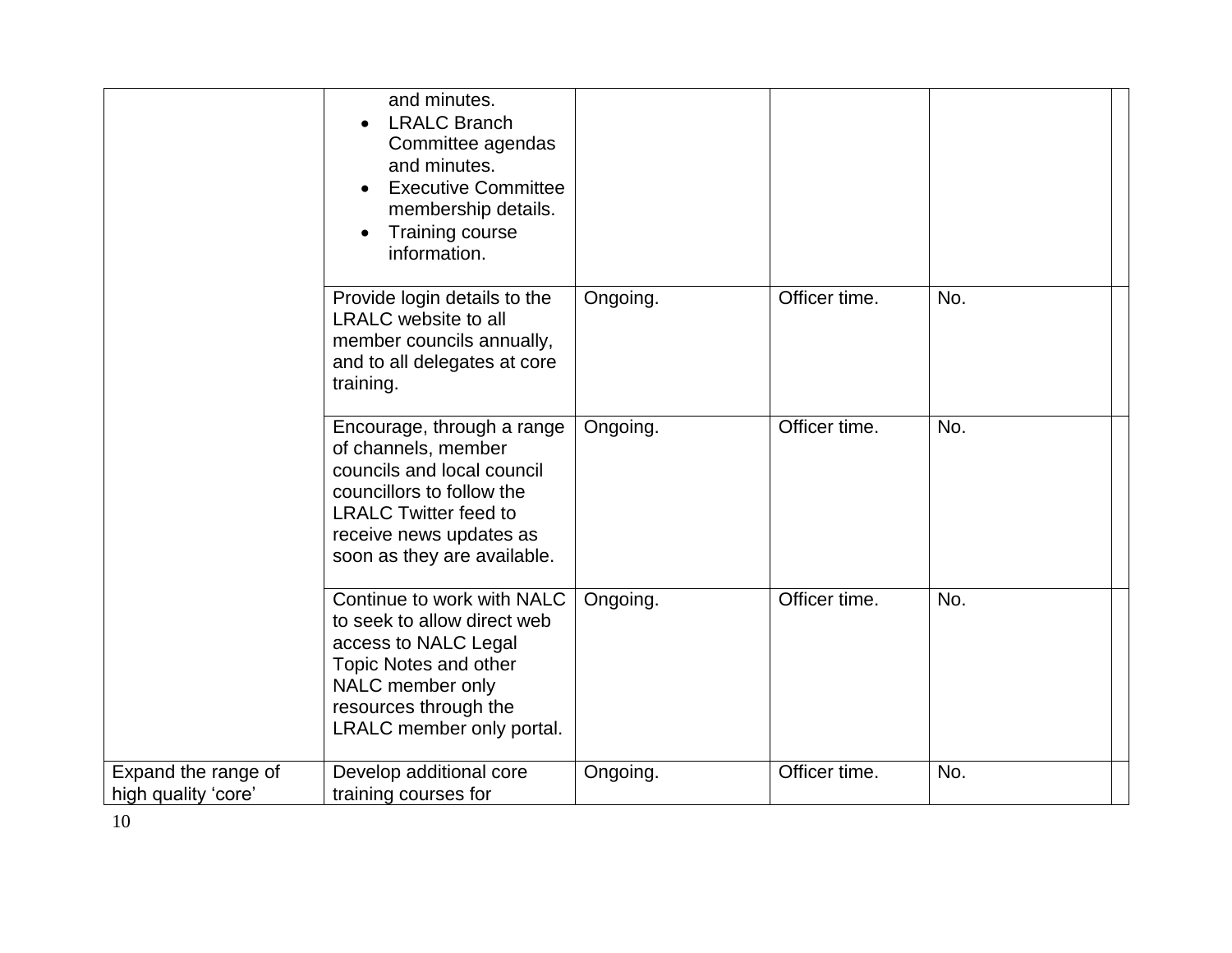| | | | | | |
|---|---|---|---|---|---|
| | and minutes.<br>• LRALC Branch Committee agendas and minutes.<br>• Executive Committee membership details.<br>• Training course information. | | | | |
| | Provide login details to the LRALC website to all member councils annually, and to all delegates at core training. | Ongoing. | Officer time. | No. | |
| | Encourage, through a range of channels, member councils and local council councillors to follow the LRALC Twitter feed to receive news updates as soon as they are available. | Ongoing. | Officer time. | No. | |
| | Continue to work with NALC to seek to allow direct web access to NALC Legal Topic Notes and other NALC member only resources through the LRALC member only portal. | Ongoing. | Officer time. | No. | |
| Expand the range of high quality 'core' | Develop additional core training courses for | Ongoing. | Officer time. | No. | |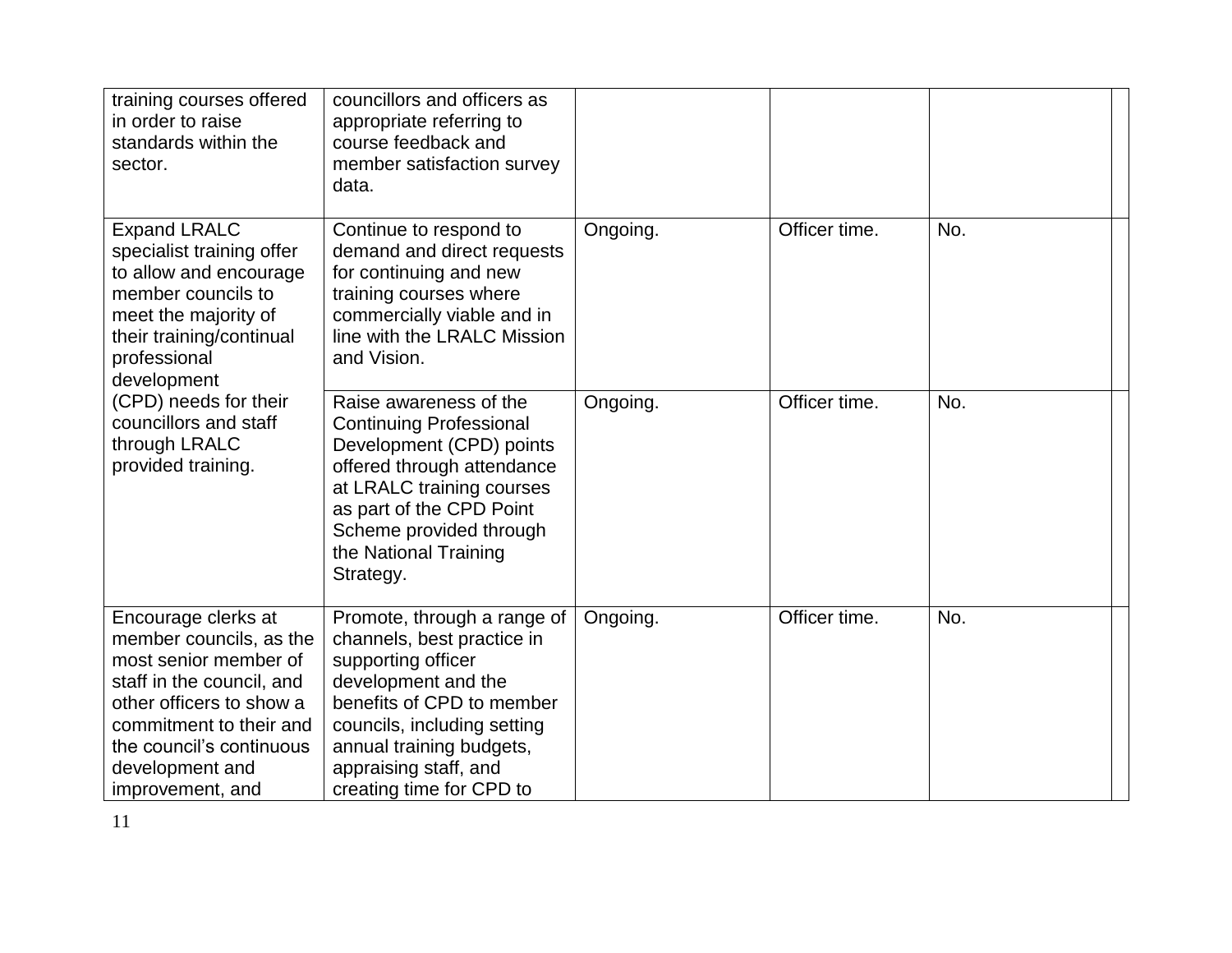| | | | | | |
|---|---|---|---|---|---|
| training courses offered in order to raise standards within the sector. | councillors and officers as appropriate referring to course feedback and member satisfaction survey data. | | | | |
| Expand LRALC specialist training offer to allow and encourage member councils to meet the majority of their training/continual professional development (CPD) needs for their councillors and staff through LRALC provided training. | Continue to respond to demand and direct requests for continuing and new training courses where commercially viable and in line with the LRALC Mission and Vision. | Ongoing. | Officer time. | No. | |
| | Raise awareness of the Continuing Professional Development (CPD) points offered through attendance at LRALC training courses as part of the CPD Point Scheme provided through the National Training Strategy. | Ongoing. | Officer time. | No. | |
| Encourage clerks at member councils, as the most senior member of staff in the council, and other officers to show a commitment to their and the council's continuous development and improvement, and | Promote, through a range of channels, best practice in supporting officer development and the benefits of CPD to member councils, including setting annual training budgets, appraising staff, and creating time for CPD to | Ongoing. | Officer time. | No. | |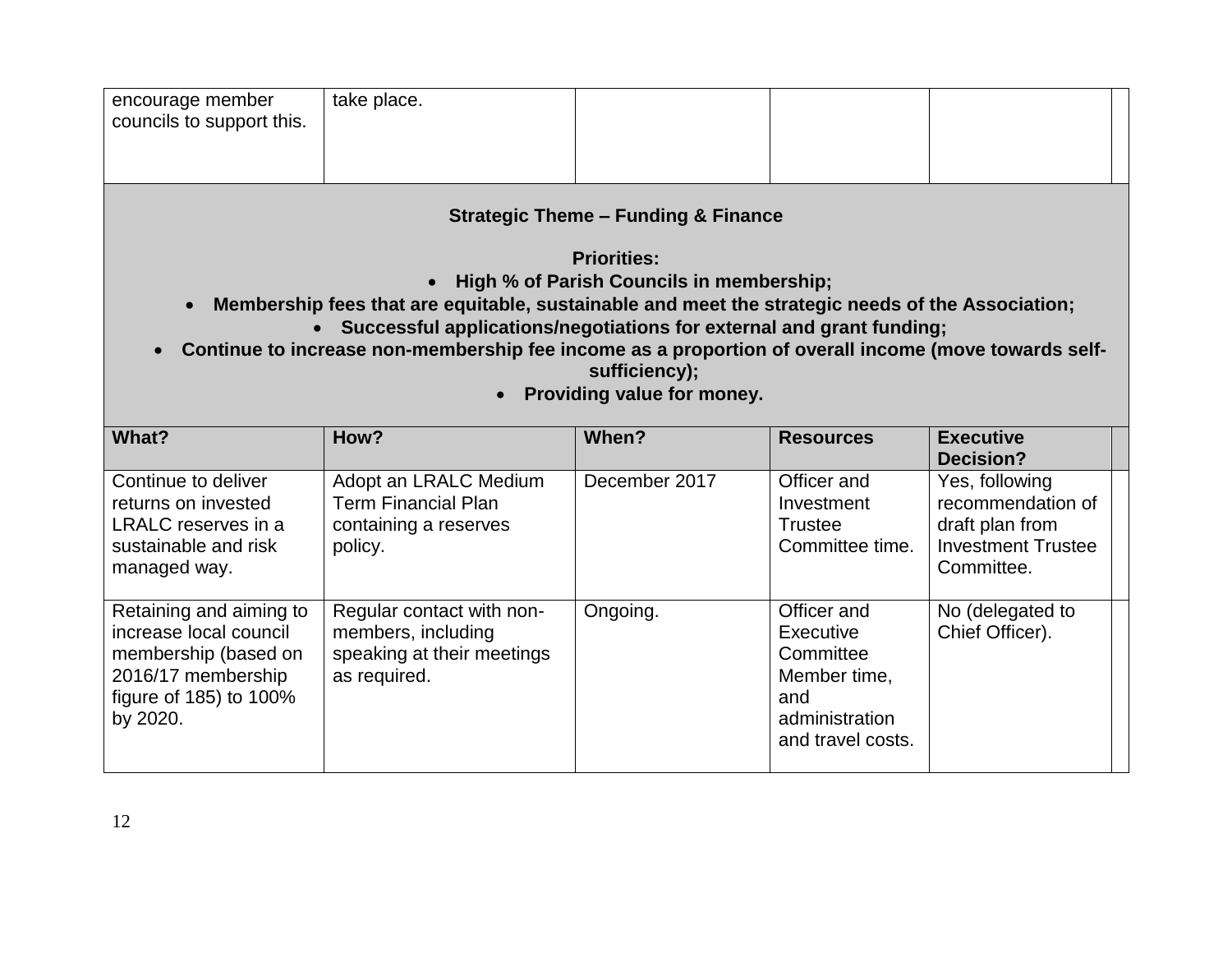| encourage member councils to support this. | take place. | | | |
|---|---|---|---|---|

**Strategic Theme – Funding & Finance**

**Priorities:**

- **High % of Parish Councils in membership;**
- **Membership fees that are equitable, sustainable and meet the strategic needs of the Association;**
- **Successful applications/negotiations for external and grant funding;**
- **Continue to increase non-membership fee income as a proportion of overall income (move towards self-sufficiency);**
- **Providing value for money.**

| What? | How? | When? | Resources | Executive Decision? |
|---|---|---|---|---|
| Continue to deliver returns on invested LRALC reserves in a sustainable and risk managed way. | Adopt an LRALC Medium Term Financial Plan containing a reserves policy. | December 2017 | Officer and Investment Trustee Committee time. | Yes, following recommendation of draft plan from Investment Trustee Committee. |
| Retaining and aiming to increase local council membership (based on 2016/17 membership figure of 185) to 100% by 2020. | Regular contact with non-members, including speaking at their meetings as required. | Ongoing. | Officer and Executive Committee Member time, and administration and travel costs. | No (delegated to Chief Officer). |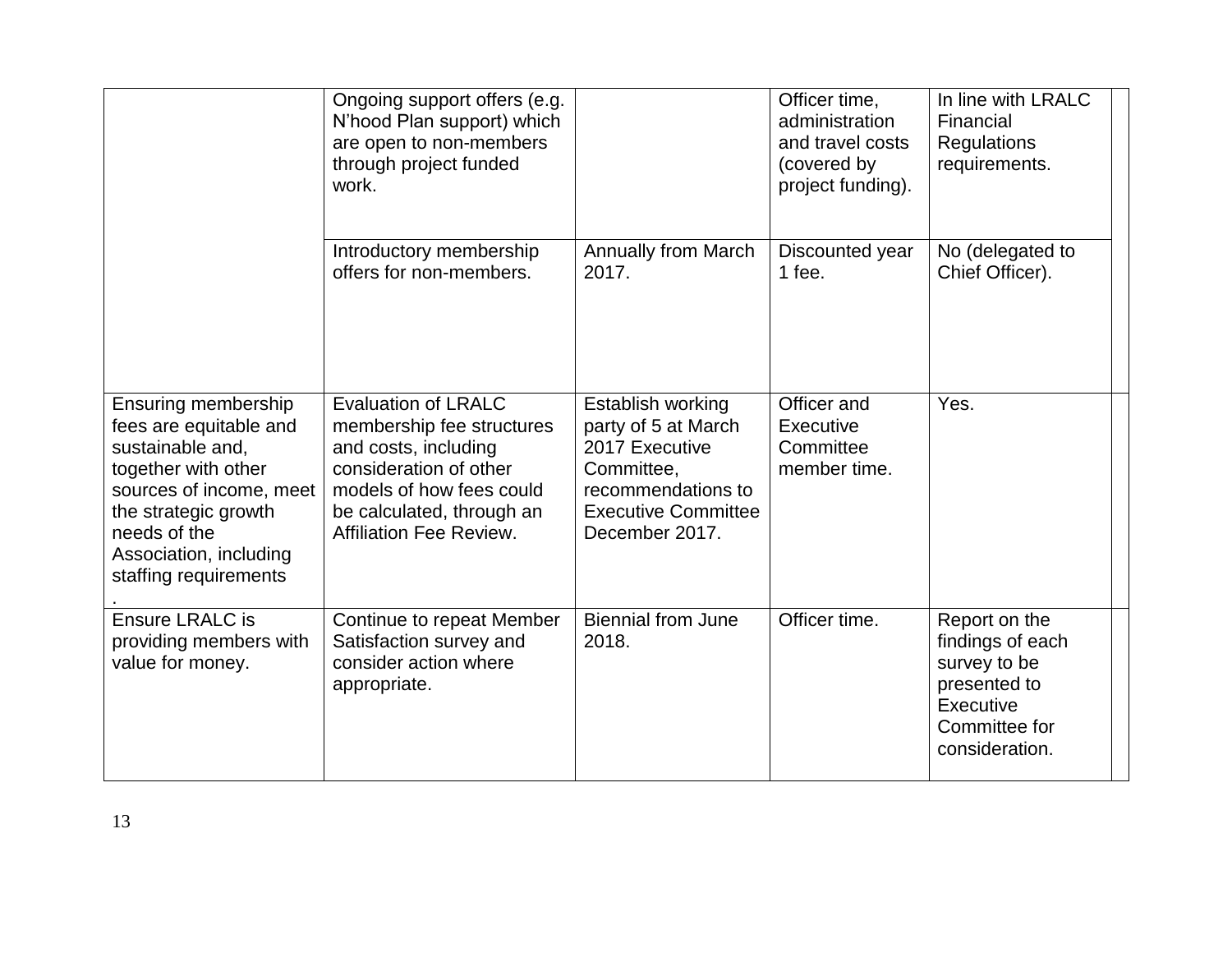| | | | | | |
|---|---|---|---|---|---|
| | Ongoing support offers (e.g. N'hood Plan support) which are open to non-members through project funded work. | | Officer time, administration and travel costs (covered by project funding). | In line with LRALC Financial Regulations requirements. | |
| | Introductory membership offers for non-members. | Annually from March 2017. | Discounted year 1 fee. | No (delegated to Chief Officer). | |
| Ensuring membership fees are equitable and sustainable and, together with other sources of income, meet the strategic growth needs of the Association, including staffing requirements . | Evaluation of LRALC membership fee structures and costs, including consideration of other models of how fees could be calculated, through an Affiliation Fee Review. | Establish working party of 5 at March 2017 Executive Committee, recommendations to Executive Committee December 2017. | Officer and Executive Committee member time. | Yes. | |
| Ensure LRALC is providing members with value for money. | Continue to repeat Member Satisfaction survey and consider action where appropriate. | Biennial from June 2018. | Officer time. | Report on the findings of each survey to be presented to Executive Committee for consideration. | |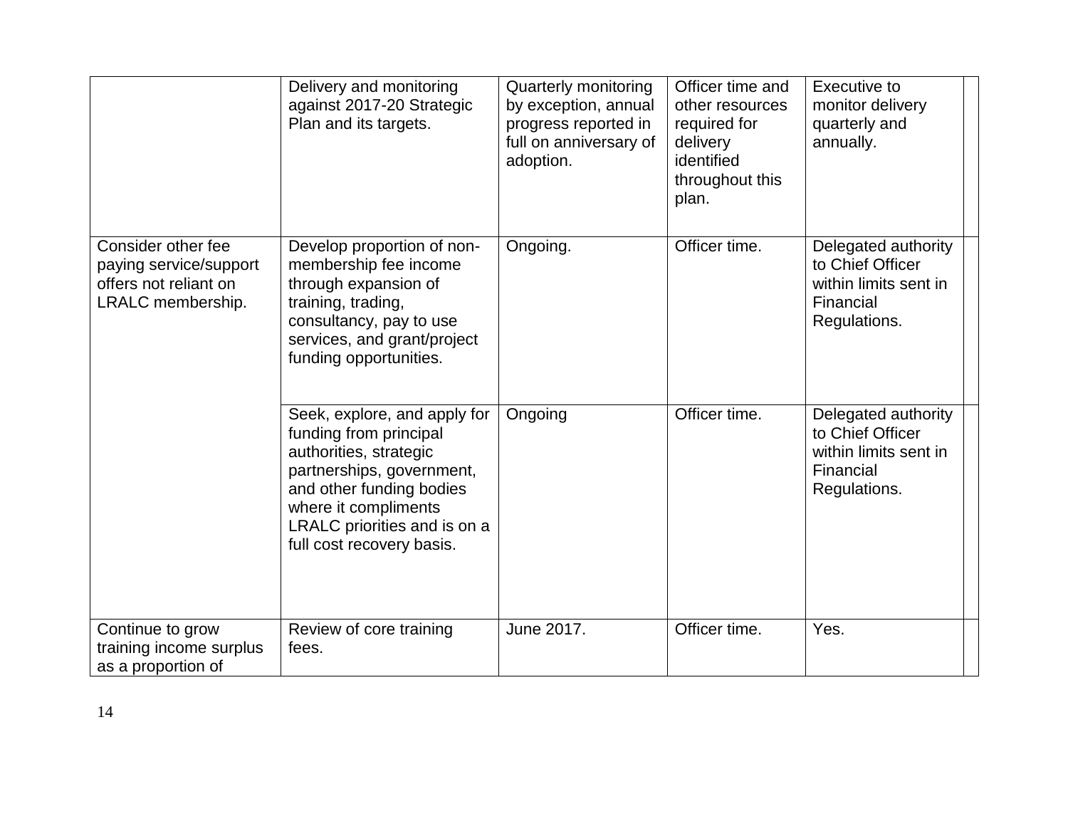| | | | | | |
|---|---|---|---|---|---|
| | Delivery and monitoring against 2017-20 Strategic Plan and its targets. | Quarterly monitoring by exception, annual progress reported in full on anniversary of adoption. | Officer time and other resources required for delivery identified throughout this plan. | Executive to monitor delivery quarterly and annually. | |
| Consider other fee paying service/support offers not reliant on LRALC membership. | Develop proportion of non-membership fee income through expansion of training, trading, consultancy, pay to use services, and grant/project funding opportunities. | Ongoing. | Officer time. | Delegated authority to Chief Officer within limits sent in Financial Regulations. | |
| | Seek, explore, and apply for funding from principal authorities, strategic partnerships, government, and other funding bodies where it compliments LRALC priorities and is on a full cost recovery basis. | Ongoing | Officer time. | Delegated authority to Chief Officer within limits sent in Financial Regulations. | |
| Continue to grow training income surplus as a proportion of | Review of core training fees. | June 2017. | Officer time. | Yes. | |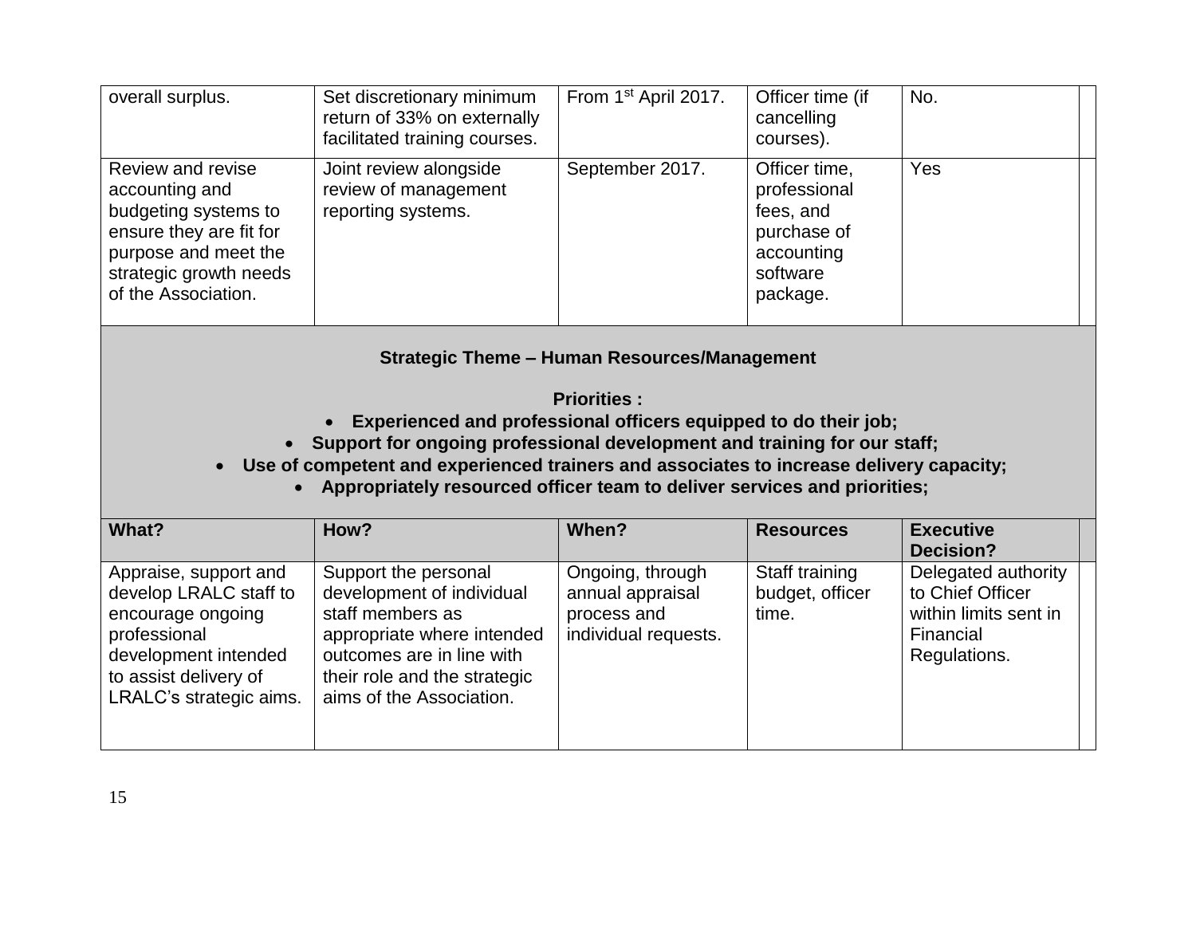| | | | | | |
|---|---|---|---|---|---|
| overall surplus. | Set discretionary minimum return of 33% on externally facilitated training courses. | From 1st April 2017. | Officer time (if cancelling courses). | No. | |
| Review and revise accounting and budgeting systems to ensure they are fit for purpose and meet the strategic growth needs of the Association. | Joint review alongside review of management reporting systems. | September 2017. | Officer time, professional fees, and purchase of accounting software package. | Yes | |

**Strategic Theme – Human Resources/Management**

**Priorities :**

- **Experienced and professional officers equipped to do their job;**
- **Support for ongoing professional development and training for our staff;**
- **Use of competent and experienced trainers and associates to increase delivery capacity;**
- **Appropriately resourced officer team to deliver services and priorities;**

| What? | How? | When? | Resources | Executive Decision? | |
|---|---|---|---|---|---|
| Appraise, support and develop LRALC staff to encourage ongoing professional development intended to assist delivery of LRALC's strategic aims. | Support the personal development of individual staff members as appropriate where intended outcomes are in line with their role and the strategic aims of the Association. | Ongoing, through annual appraisal process and individual requests. | Staff training budget, officer time. | Delegated authority to Chief Officer within limits sent in Financial Regulations. | |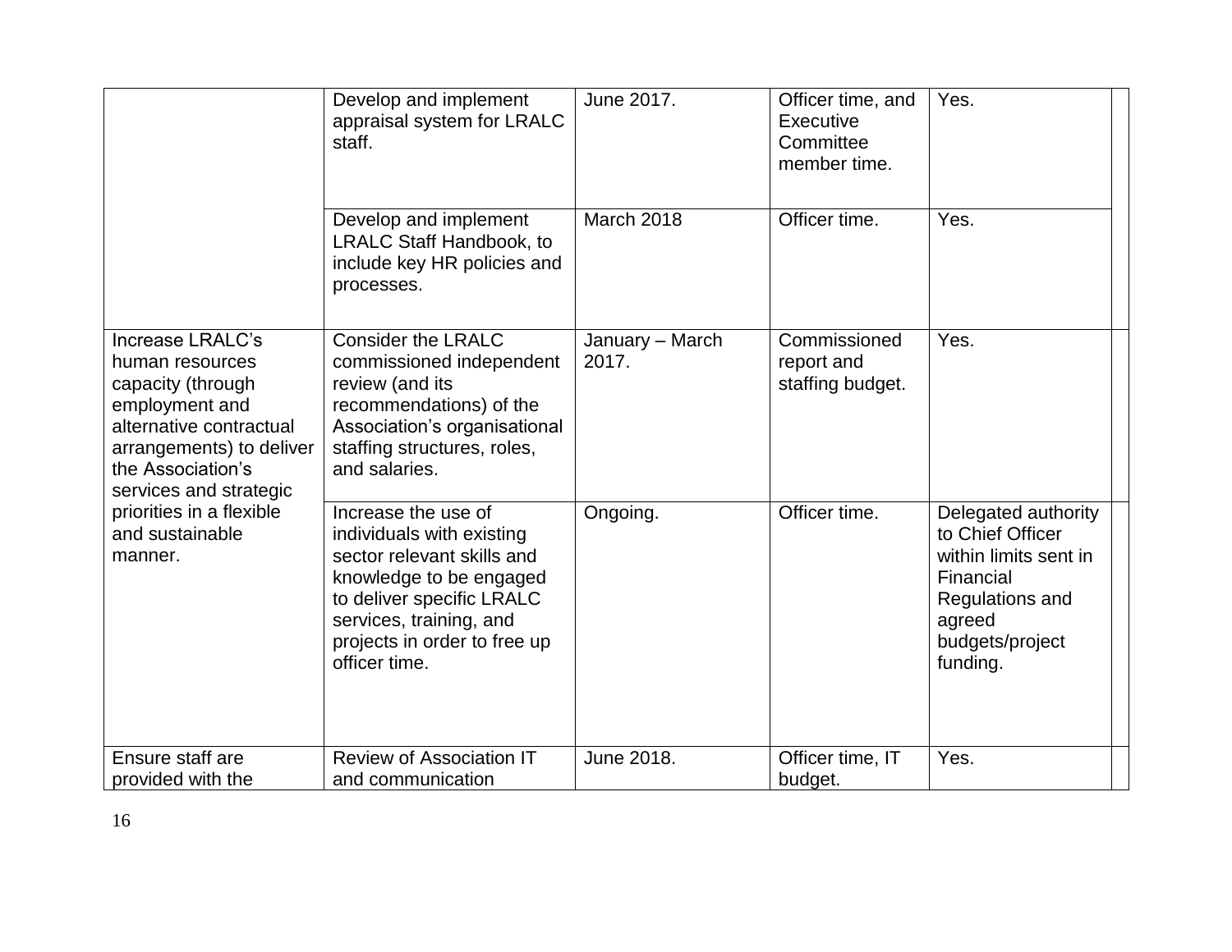| | | | | | |
|---|---|---|---|---|---|
| | Develop and implement appraisal system for LRALC staff. | June 2017. | Officer time, and Executive Committee member time. | Yes. | |
| | Develop and implement LRALC Staff Handbook, to include key HR policies and processes. | March 2018 | Officer time. | Yes. | |
| Increase LRALC's human resources capacity (through employment and alternative contractual arrangements) to deliver the Association's services and strategic priorities in a flexible and sustainable manner. | Consider the LRALC commissioned independent review (and its recommendations) of the Association's organisational staffing structures, roles, and salaries. | January – March 2017. | Commissioned report and staffing budget. | Yes. | |
| | Increase the use of individuals with existing sector relevant skills and knowledge to be engaged to deliver specific LRALC services, training, and projects in order to free up officer time. | Ongoing. | Officer time. | Delegated authority to Chief Officer within limits sent in Financial Regulations and agreed budgets/project funding. | |
| Ensure staff are provided with the | Review of Association IT and communication | June 2018. | Officer time, IT budget. | Yes. | |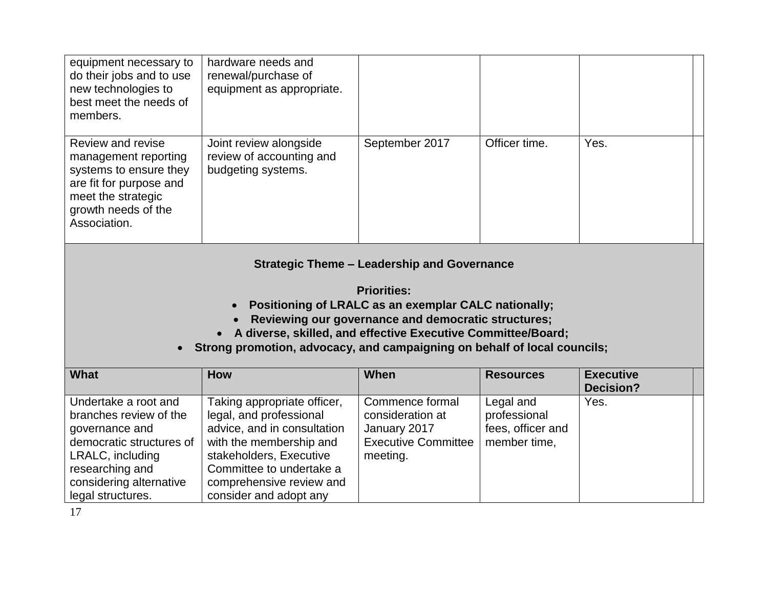| | | | | | |
|---|---|---|---|---|---|
| equipment necessary to do their jobs and to use new technologies to best meet the needs of members. | hardware needs and renewal/purchase of equipment as appropriate. | | | | |
| Review and revise management reporting systems to ensure they are fit for purpose and meet the strategic growth needs of the Association. | Joint review alongside review of accounting and budgeting systems. | September 2017 | Officer time. | Yes. | |

**Strategic Theme – Leadership and Governance**

**Priorities:**

- **Positioning of LRALC as an exemplar CALC nationally;**
- **Reviewing our governance and democratic structures;**
- **A diverse, skilled, and effective Executive Committee/Board;**
- **Strong promotion, advocacy, and campaigning on behalf of local councils;**

| What | How | When | Resources | Executive Decision? | |
|---|---|---|---|---|---|
| Undertake a root and branches review of the governance and democratic structures of LRALC, including researching and considering alternative legal structures. | Taking appropriate officer, legal, and professional advice, and in consultation with the membership and stakeholders, Executive Committee to undertake a comprehensive review and consider and adopt any | Commence formal consideration at January 2017 Executive Committee meeting. | Legal and professional fees, officer and member time, | Yes. | |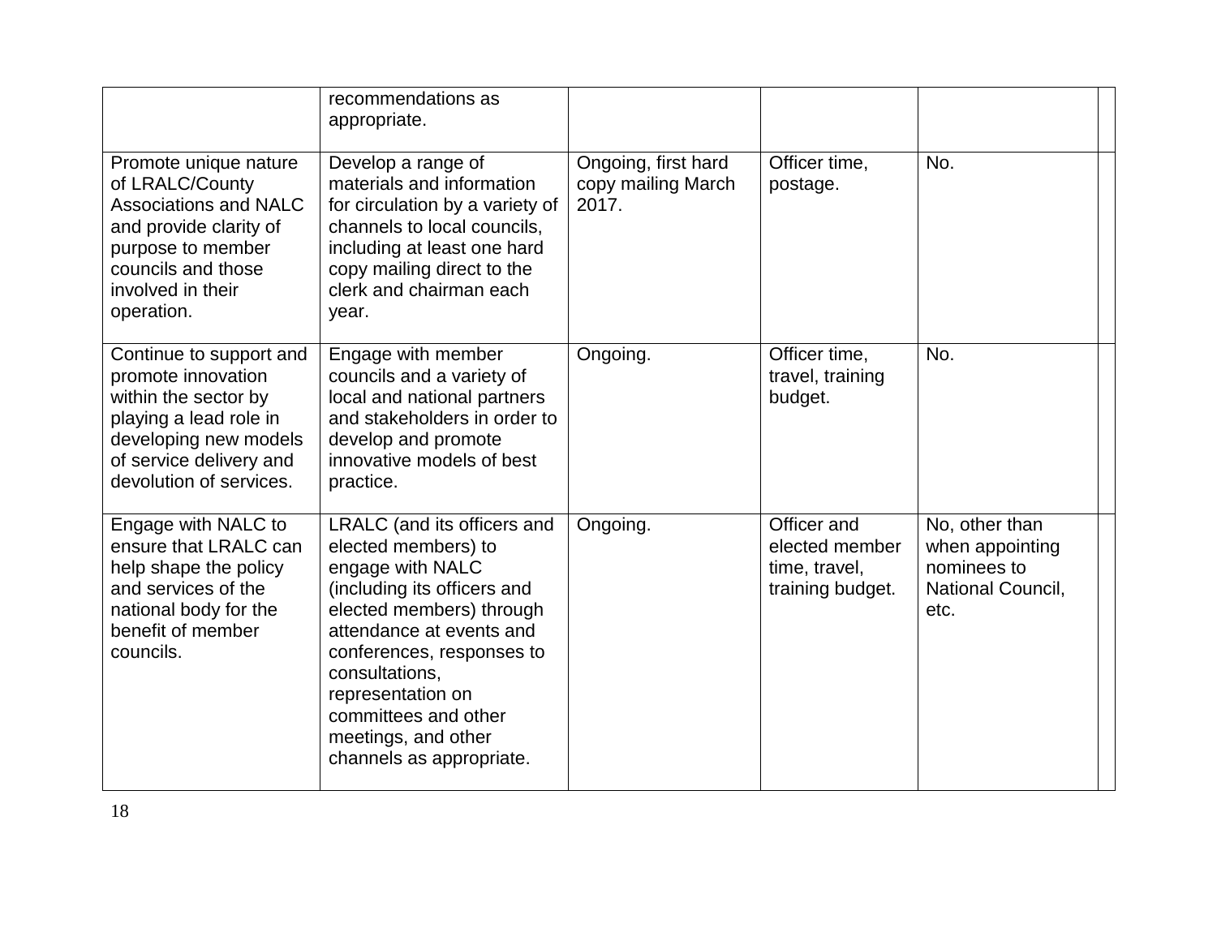| | | | | | |
|---|---|---|---|---|---|
| | recommendations as appropriate. | | | | |
| Promote unique nature of LRALC/County Associations and NALC and provide clarity of purpose to member councils and those involved in their operation. | Develop a range of materials and information for circulation by a variety of channels to local councils, including at least one hard copy mailing direct to the clerk and chairman each year. | Ongoing, first hard copy mailing March 2017. | Officer time, postage. | No. | |
| Continue to support and promote innovation within the sector by playing a lead role in developing new models of service delivery and devolution of services. | Engage with member councils and a variety of local and national partners and stakeholders in order to develop and promote innovative models of best practice. | Ongoing. | Officer time, travel, training budget. | No. | |
| Engage with NALC to ensure that LRALC can help shape the policy and services of the national body for the benefit of member councils. | LRALC (and its officers and elected members) to engage with NALC (including its officers and elected members) through attendance at events and conferences, responses to consultations, representation on committees and other meetings, and other channels as appropriate. | Ongoing. | Officer and elected member time, travel, training budget. | No, other than when appointing nominees to National Council, etc. | |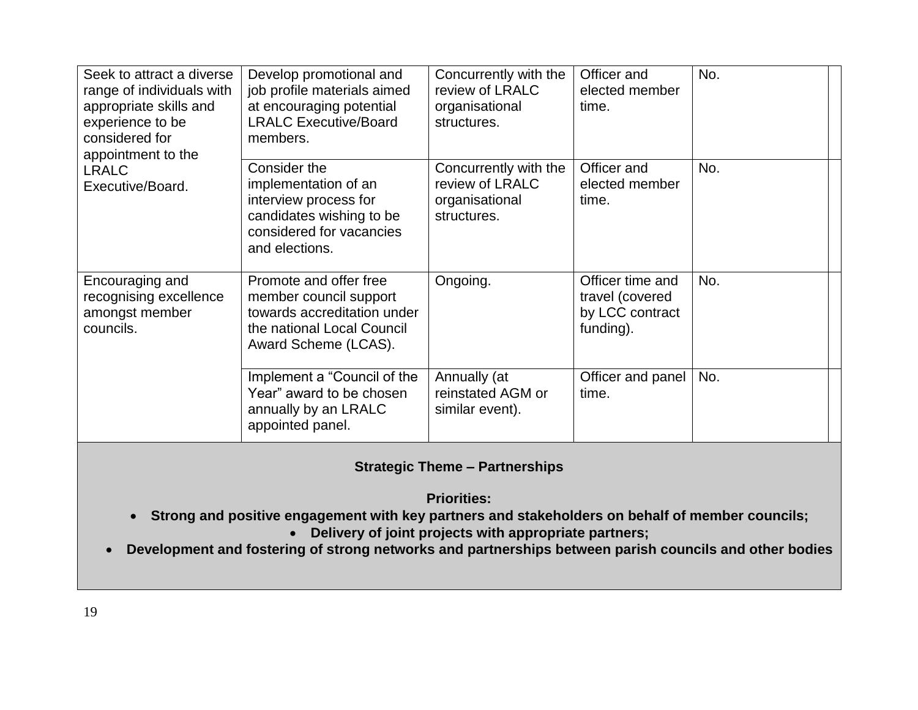| | | | | | |
|---|---|---|---|---|---|
| Seek to attract a diverse range of individuals with appropriate skills and experience to be considered for appointment to the LRALC Executive/Board. | Develop promotional and job profile materials aimed at encouraging potential LRALC Executive/Board members. | Concurrently with the review of LRALC organisational structures. | Officer and elected member time. | No. | |
| | Consider the implementation of an interview process for candidates wishing to be considered for vacancies and elections. | Concurrently with the review of LRALC organisational structures. | Officer and elected member time. | No. | |
| Encouraging and recognising excellence amongst member councils. | Promote and offer free member council support towards accreditation under the national Local Council Award Scheme (LCAS). | Ongoing. | Officer time and travel (covered by LCC contract funding). | No. | |
| | Implement a "Council of the Year" award to be chosen annually by an LRALC appointed panel. | Annually (at reinstated AGM or similar event). | Officer and panel time. | No. | |

**Strategic Theme – Partnerships**

**Priorities:**

- **Strong and positive engagement with key partners and stakeholders on behalf of member councils;**
- **Delivery of joint projects with appropriate partners;**
- **Development and fostering of strong networks and partnerships between parish councils and other bodies**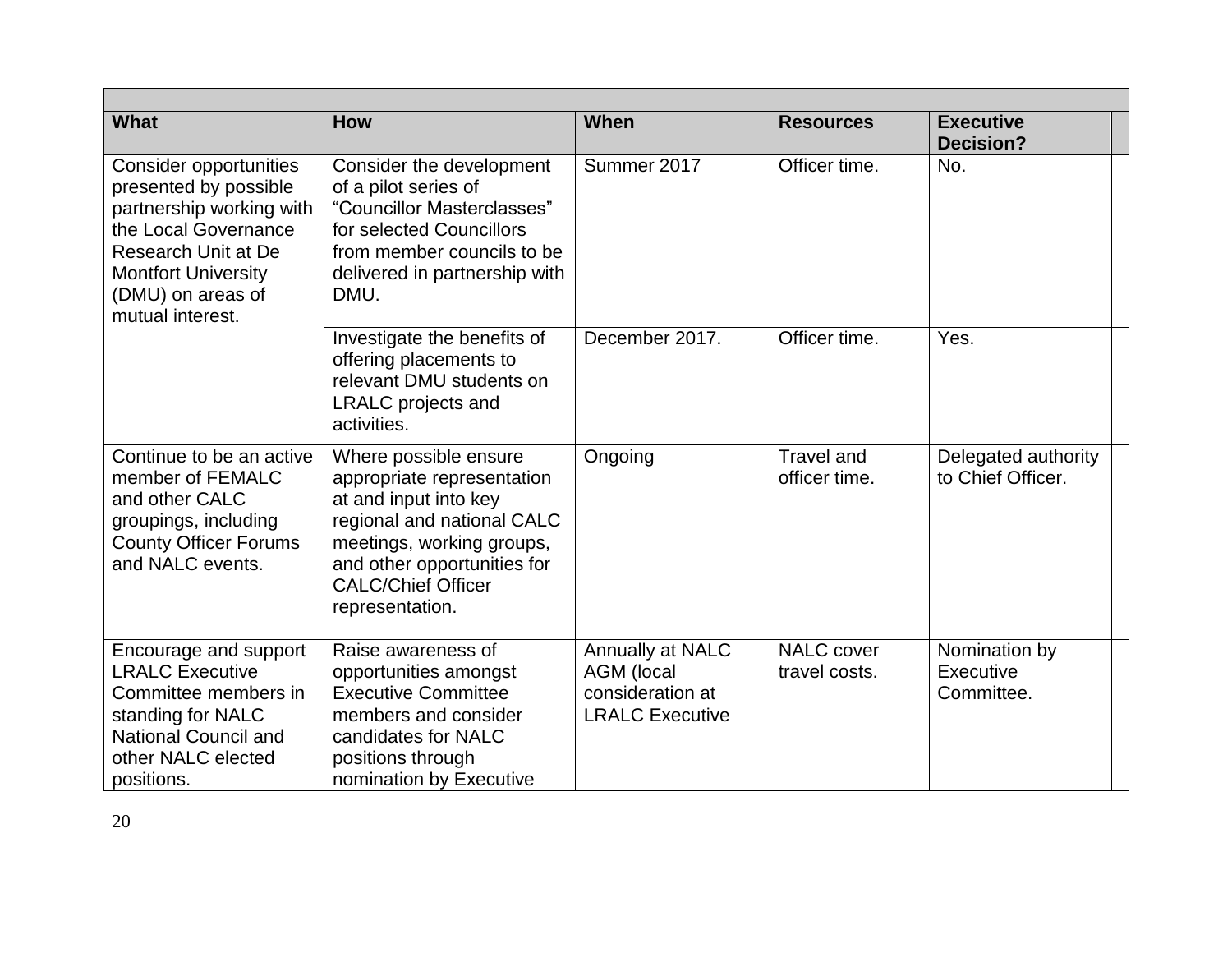| What | How | When | Resources | Executive Decision? |
| --- | --- | --- | --- | --- |
| Consider opportunities presented by possible partnership working with the Local Governance Research Unit at De Montfort University (DMU) on areas of mutual interest. | Consider the development of a pilot series of "Councillor Masterclasses" for selected Councillors from member councils to be delivered in partnership with DMU. | Summer 2017 | Officer time. | No. |
| | Investigate the benefits of offering placements to relevant DMU students on LRALC projects and activities. | December 2017. | Officer time. | Yes. |
| Continue to be an active member of FEMALC and other CALC groupings, including County Officer Forums and NALC events. | Where possible ensure appropriate representation at and input into key regional and national CALC meetings, working groups, and other opportunities for CALC/Chief Officer representation. | Ongoing | Travel and officer time. | Delegated authority to Chief Officer. |
| Encourage and support LRALC Executive Committee members in standing for NALC National Council and other NALC elected positions. | Raise awareness of opportunities amongst Executive Committee members and consider candidates for NALC positions through nomination by Executive | Annually at NALC AGM (local consideration at LRALC Executive | NALC cover travel costs. | Nomination by Executive Committee. |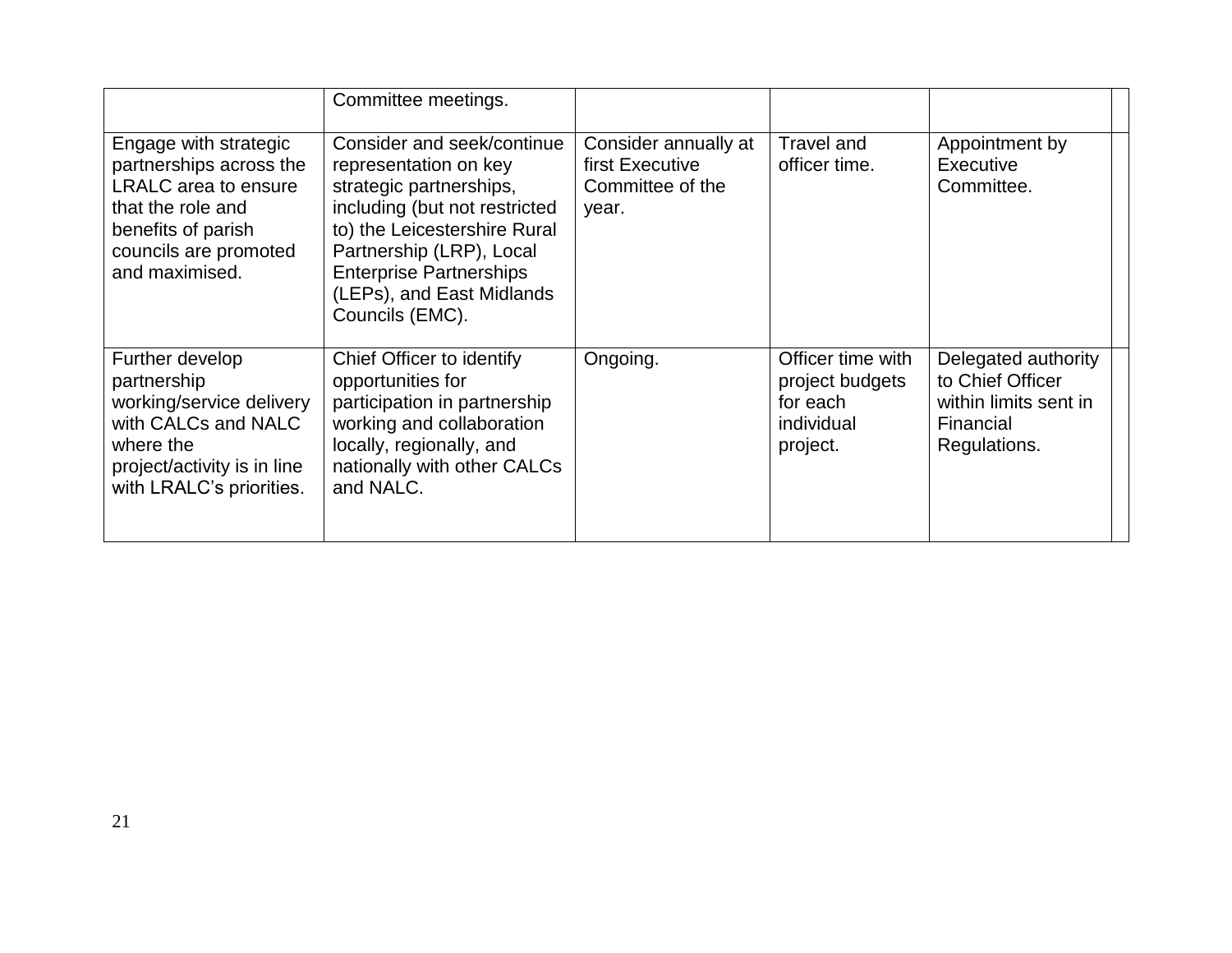| | | | | | |
|---|---|---|---|---|---|
| | Committee meetings. | | | | |
| Engage with strategic partnerships across the LRALC area to ensure that the role and benefits of parish councils are promoted and maximised. | Consider and seek/continue representation on key strategic partnerships, including (but not restricted to) the Leicestershire Rural Partnership (LRP), Local Enterprise Partnerships (LEPs), and East Midlands Councils (EMC). | Consider annually at first Executive Committee of the year. | Travel and officer time. | Appointment by Executive Committee. | |
| Further develop partnership working/service delivery with CALCs and NALC where the project/activity is in line with LRALC's priorities. | Chief Officer to identify opportunities for participation in partnership working and collaboration locally, regionally, and nationally with other CALCs and NALC. | Ongoing. | Officer time with project budgets for each individual project. | Delegated authority to Chief Officer within limits sent in Financial Regulations. | |